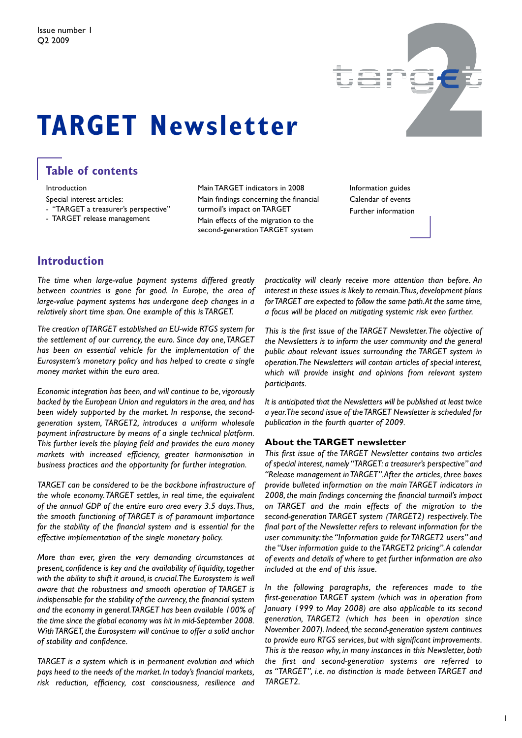Issue number 1
Q2 2009

# TARGET Newsletter

## Table of contents

Introduction

Special interest articles:

- "TARGET a treasurer's perspective"
- TARGET release management

Main TARGET indicators in 2008

Main findings concerning the financial turmoil's impact on TARGET

Main effects of the migration to the second-generation TARGET system

Information guides

Calendar of events

Further information

## Introduction

*The time when large-value payment systems differed greatly between countries is gone for good. In Europe, the area of large-value payment systems has undergone deep changes in a relatively short time span. One example of this is TARGET.*

*The creation of TARGET established an EU-wide RTGS system for the settlement of our currency, the euro. Since day one, TARGET has been an essential vehicle for the implementation of the Eurosystem's monetary policy and has helped to create a single money market within the euro area.*

*Economic integration has been, and will continue to be, vigorously backed by the European Union and regulators in the area, and has been widely supported by the market. In response, the second-generation system, TARGET2, introduces a uniform wholesale payment infrastructure by means of a single technical platform. This further levels the playing field and provides the euro money markets with increased efficiency, greater harmonisation in business practices and the opportunity for further integration.*

*TARGET can be considered to be the backbone infrastructure of the whole economy. TARGET settles, in real time, the equivalent of the annual GDP of the entire euro area every 3.5 days. Thus, the smooth functioning of TARGET is of paramount importance for the stability of the financial system and is essential for the effective implementation of the single monetary policy.*

*More than ever, given the very demanding circumstances at present, confidence is key and the availability of liquidity, together with the ability to shift it around, is crucial. The Eurosystem is well aware that the robustness and smooth operation of TARGET is indispensable for the stability of the currency, the financial system and the economy in general. TARGET has been available 100% of the time since the global economy was hit in mid-September 2008. With TARGET, the Eurosystem will continue to offer a solid anchor of stability and confidence.*

*TARGET is a system which is in permanent evolution and which pays heed to the needs of the market. In today's financial markets, risk reduction, efficiency, cost consciousness, resilience and practicality will clearly receive more attention than before. An interest in these issues is likely to remain. Thus, development plans for TARGET are expected to follow the same path. At the same time, a focus will be placed on mitigating systemic risk even further.*

*This is the first issue of the TARGET Newsletter. The objective of the Newsletters is to inform the user community and the general public about relevant issues surrounding the TARGET system in operation. The Newsletters will contain articles of special interest, which will provide insight and opinions from relevant system participants.*

*It is anticipated that the Newsletters will be published at least twice a year. The second issue of the TARGET Newsletter is scheduled for publication in the fourth quarter of 2009.*

### About the TARGET newsletter

This first issue of the TARGET Newsletter contains two articles of special interest, namely "TARGET: a treasurer's perspective" and "Release management in TARGET". After the articles, three boxes provide bulleted information on the main TARGET indicators in 2008, the main findings concerning the financial turmoil's impact on TARGET and the main effects of the migration to the second-generation TARGET system (TARGET2) respectively. The final part of the Newsletter refers to relevant information for the user community: the "Information guide for TARGET2 users" and the "User information guide to the TARGET2 pricing". A calendar of events and details of where to get further information are also included at the end of this issue.

In the following paragraphs, the references made to the first-generation TARGET system (which was in operation from January 1999 to May 2008) are also applicable to its second generation, TARGET2 (which has been in operation since November 2007). Indeed, the second-generation system continues to provide euro RTGS services, but with significant improvements. This is the reason why, in many instances in this Newsletter, both the first and second-generation systems are referred to as "TARGET", i.e. no distinction is made between TARGET and TARGET2.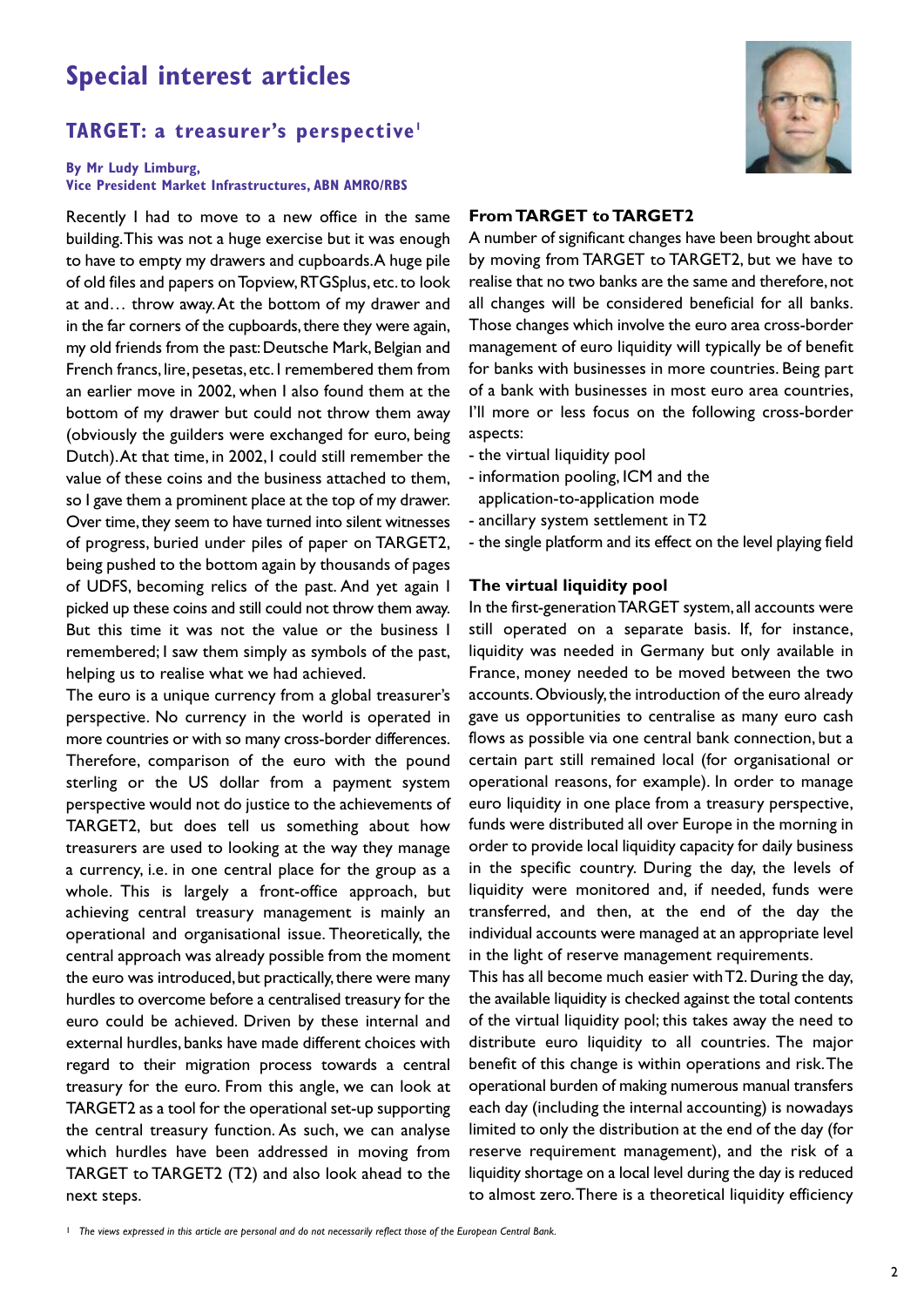# Special interest articles

## TARGET: a treasurer's perspective[1]

**By Mr Ludy Limburg, Vice President Market Infrastructures, ABN AMRO/RBS**

Recently I had to move to a new office in the same building. This was not a huge exercise but it was enough to have to empty my drawers and cupboards. A huge pile of old files and papers on Topview, RTGSplus, etc. to look at and… throw away. At the bottom of my drawer and in the far corners of the cupboards, there they were again, my old friends from the past: Deutsche Mark, Belgian and French francs, lire, pesetas, etc. I remembered them from an earlier move in 2002, when I also found them at the bottom of my drawer but could not throw them away (obviously the guilders were exchanged for euro, being Dutch). At that time, in 2002, I could still remember the value of these coins and the business attached to them, so I gave them a prominent place at the top of my drawer. Over time, they seem to have turned into silent witnesses of progress, buried under piles of paper on TARGET2, being pushed to the bottom again by thousands of pages of UDFS, becoming relics of the past. And yet again I picked up these coins and still could not throw them away. But this time it was not the value or the business I remembered; I saw them simply as symbols of the past, helping us to realise what we had achieved.

The euro is a unique currency from a global treasurer's perspective. No currency in the world is operated in more countries or with so many cross-border differences. Therefore, comparison of the euro with the pound sterling or the US dollar from a payment system perspective would not do justice to the achievements of TARGET2, but does tell us something about how treasurers are used to looking at the way they manage a currency, i.e. in one central place for the group as a whole. This is largely a front-office approach, but achieving central treasury management is mainly an operational and organisational issue. Theoretically, the central approach was already possible from the moment the euro was introduced, but practically, there were many hurdles to overcome before a centralised treasury for the euro could be achieved. Driven by these internal and external hurdles, banks have made different choices with regard to their migration process towards a central treasury for the euro. From this angle, we can look at TARGET2 as a tool for the operational set-up supporting the central treasury function. As such, we can analyse which hurdles have been addressed in moving from TARGET to TARGET2 (T2) and also look ahead to the next steps.

### From TARGET to TARGET2

A number of significant changes have been brought about by moving from TARGET to TARGET2, but we have to realise that no two banks are the same and therefore, not all changes will be considered beneficial for all banks. Those changes which involve the euro area cross-border management of euro liquidity will typically be of benefit for banks with businesses in more countries. Being part of a bank with businesses in most euro area countries, I'll more or less focus on the following cross-border aspects:

- the virtual liquidity pool
- information pooling, ICM and the application-to-application mode
- ancillary system settlement in T2
- the single platform and its effect on the level playing field

### The virtual liquidity pool

In the first-generation TARGET system, all accounts were still operated on a separate basis. If, for instance, liquidity was needed in Germany but only available in France, money needed to be moved between the two accounts. Obviously, the introduction of the euro already gave us opportunities to centralise as many euro cash flows as possible via one central bank connection, but a certain part still remained local (for organisational or operational reasons, for example). In order to manage euro liquidity in one place from a treasury perspective, funds were distributed all over Europe in the morning in order to provide local liquidity capacity for daily business in the specific country. During the day, the levels of liquidity were monitored and, if needed, funds were transferred, and then, at the end of the day the individual accounts were managed at an appropriate level in the light of reserve management requirements.

This has all become much easier with T2. During the day, the available liquidity is checked against the total contents of the virtual liquidity pool; this takes away the need to distribute euro liquidity to all countries. The major benefit of this change is within operations and risk. The operational burden of making numerous manual transfers each day (including the internal accounting) is nowadays limited to only the distribution at the end of the day (for reserve requirement management), and the risk of a liquidity shortage on a local level during the day is reduced to almost zero. There is a theoretical liquidity efficiency

---

[1] *The views expressed in this article are personal and do not necessarily reflect those of the European Central Bank.*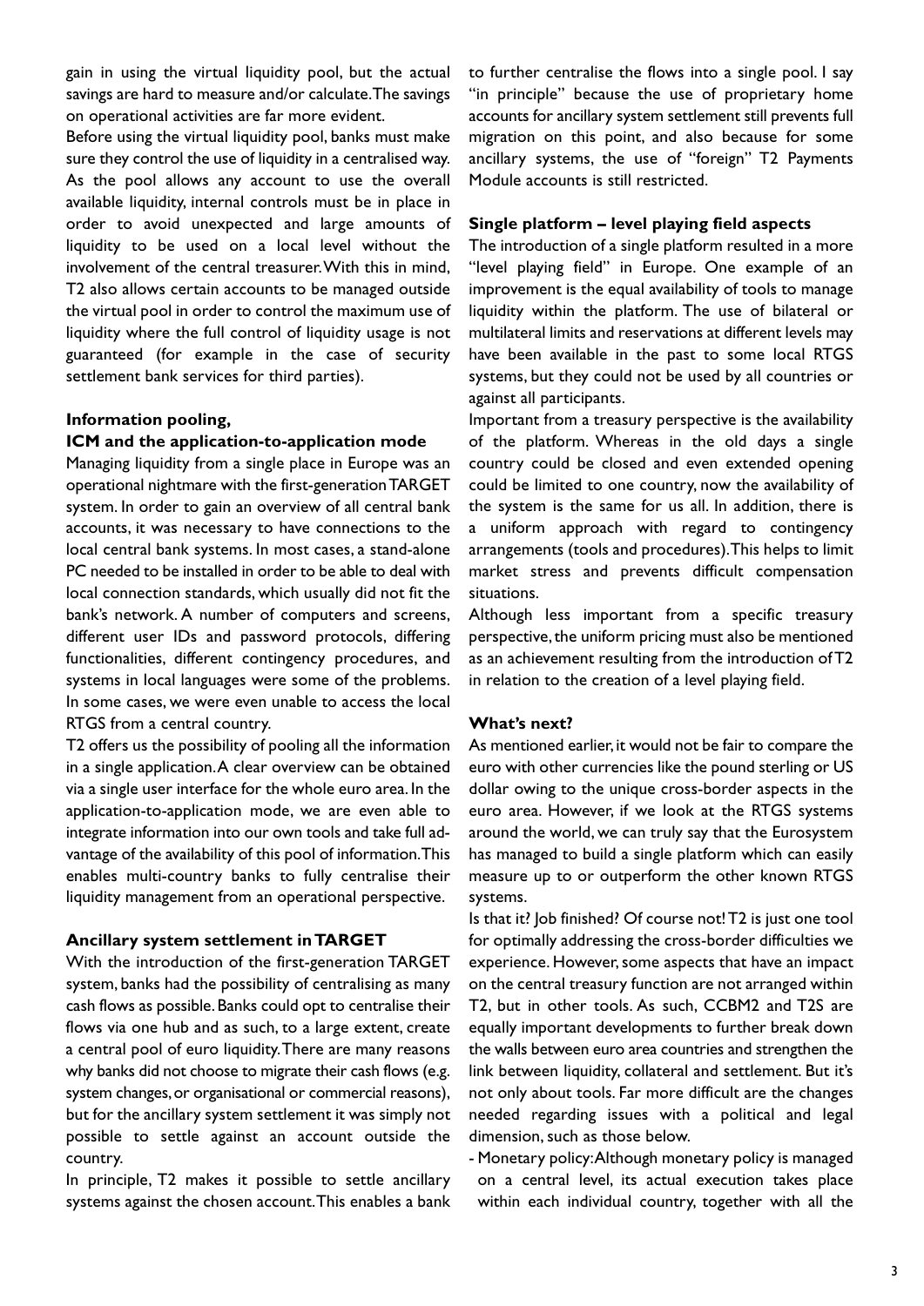gain in using the virtual liquidity pool, but the actual savings are hard to measure and/or calculate. The savings on operational activities are far more evident.

Before using the virtual liquidity pool, banks must make sure they control the use of liquidity in a centralised way. As the pool allows any account to use the overall available liquidity, internal controls must be in place in order to avoid unexpected and large amounts of liquidity to be used on a local level without the involvement of the central treasurer. With this in mind, T2 also allows certain accounts to be managed outside the virtual pool in order to control the maximum use of liquidity where the full control of liquidity usage is not guaranteed (for example in the case of security settlement bank services for third parties).

**Information pooling, ICM and the application-to-application mode**

Managing liquidity from a single place in Europe was an operational nightmare with the first-generation TARGET system. In order to gain an overview of all central bank accounts, it was necessary to have connections to the local central bank systems. In most cases, a stand-alone PC needed to be installed in order to be able to deal with local connection standards, which usually did not fit the bank's network. A number of computers and screens, different user IDs and password protocols, differing functionalities, different contingency procedures, and systems in local languages were some of the problems. In some cases, we were even unable to access the local RTGS from a central country.

T2 offers us the possibility of pooling all the information in a single application. A clear overview can be obtained via a single user interface for the whole euro area. In the application-to-application mode, we are even able to integrate information into our own tools and take full advantage of the availability of this pool of information. This enables multi-country banks to fully centralise their liquidity management from an operational perspective.

**Ancillary system settlement in TARGET**

With the introduction of the first-generation TARGET system, banks had the possibility of centralising as many cash flows as possible. Banks could opt to centralise their flows via one hub and as such, to a large extent, create a central pool of euro liquidity. There are many reasons why banks did not choose to migrate their cash flows (e.g. system changes, or organisational or commercial reasons), but for the ancillary system settlement it was simply not possible to settle against an account outside the country.

In principle, T2 makes it possible to settle ancillary systems against the chosen account. This enables a bank to further centralise the flows into a single pool. I say "in principle" because the use of proprietary home accounts for ancillary system settlement still prevents full migration on this point, and also because for some ancillary systems, the use of "foreign" T2 Payments Module accounts is still restricted.

**Single platform – level playing field aspects**

The introduction of a single platform resulted in a more "level playing field" in Europe. One example of an improvement is the equal availability of tools to manage liquidity within the platform. The use of bilateral or multilateral limits and reservations at different levels may have been available in the past to some local RTGS systems, but they could not be used by all countries or against all participants.

Important from a treasury perspective is the availability of the platform. Whereas in the old days a single country could be closed and even extended opening could be limited to one country, now the availability of the system is the same for us all. In addition, there is a uniform approach with regard to contingency arrangements (tools and procedures). This helps to limit market stress and prevents difficult compensation situations.

Although less important from a specific treasury perspective, the uniform pricing must also be mentioned as an achievement resulting from the introduction of T2 in relation to the creation of a level playing field.

**What's next?**

As mentioned earlier, it would not be fair to compare the euro with other currencies like the pound sterling or US dollar owing to the unique cross-border aspects in the euro area. However, if we look at the RTGS systems around the world, we can truly say that the Eurosystem has managed to build a single platform which can easily measure up to or outperform the other known RTGS systems.

Is that it? Job finished? Of course not! T2 is just one tool for optimally addressing the cross-border difficulties we experience. However, some aspects that have an impact on the central treasury function are not arranged within T2, but in other tools. As such, CCBM2 and T2S are equally important developments to further break down the walls between euro area countries and strengthen the link between liquidity, collateral and settlement. But it's not only about tools. Far more difficult are the changes needed regarding issues with a political and legal dimension, such as those below.

- Monetary policy: Although monetary policy is managed on a central level, its actual execution takes place within each individual country, together with all the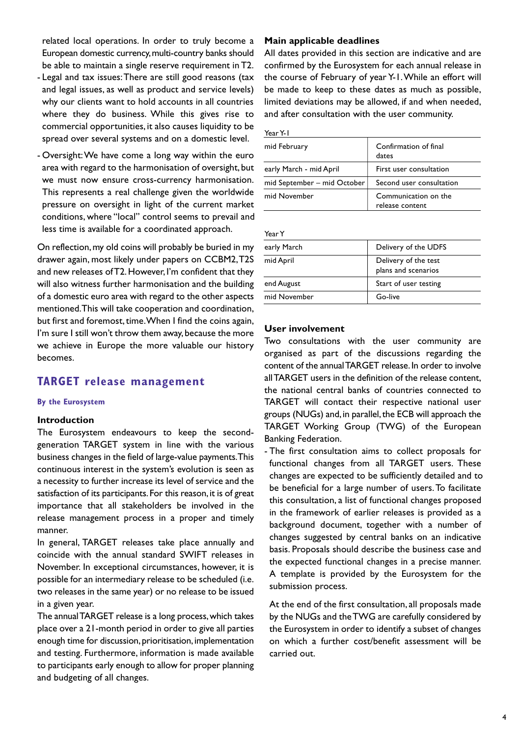related local operations. In order to truly become a European domestic currency, multi-country banks should be able to maintain a single reserve requirement in T2.

- Legal and tax issues: There are still good reasons (tax and legal issues, as well as product and service levels) why our clients want to hold accounts in all countries where they do business. While this gives rise to commercial opportunities, it also causes liquidity to be spread over several systems and on a domestic level.
- Oversight: We have come a long way within the euro area with regard to the harmonisation of oversight, but we must now ensure cross-currency harmonisation. This represents a real challenge given the worldwide pressure on oversight in light of the current market conditions, where "local" control seems to prevail and less time is available for a coordinated approach.

On reflection, my old coins will probably be buried in my drawer again, most likely under papers on CCBM2, T2S and new releases of T2. However, I'm confident that they will also witness further harmonisation and the building of a domestic euro area with regard to the other aspects mentioned. This will take cooperation and coordination, but first and foremost, time. When I find the coins again, I'm sure I still won't throw them away, because the more we achieve in Europe the more valuable our history becomes.

## TARGET release management

**By the Eurosystem**

### Introduction

The Eurosystem endeavours to keep the second-generation TARGET system in line with the various business changes in the field of large-value payments. This continuous interest in the system's evolution is seen as a necessity to further increase its level of service and the satisfaction of its participants. For this reason, it is of great importance that all stakeholders be involved in the release management process in a proper and timely manner.

In general, TARGET releases take place annually and coincide with the annual standard SWIFT releases in November. In exceptional circumstances, however, it is possible for an intermediary release to be scheduled (i.e. two releases in the same year) or no release to be issued in a given year.

The annual TARGET release is a long process, which takes place over a 21-month period in order to give all parties enough time for discussion, prioritisation, implementation and testing. Furthermore, information is made available to participants early enough to allow for proper planning and budgeting of all changes.

### Main applicable deadlines

All dates provided in this section are indicative and are confirmed by the Eurosystem for each annual release in the course of February of year Y-1. While an effort will be made to keep to these dates as much as possible, limited deviations may be allowed, if and when needed, and after consultation with the user community.

Year Y-1

| | |
|---|---|
| mid February | Confirmation of final dates |
| early March - mid April | First user consultation |
| mid September – mid October | Second user consultation |
| mid November | Communication on the release content |

Year Y

| | |
|---|---|
| early March | Delivery of the UDFS |
| mid April | Delivery of the test plans and scenarios |
| end August | Start of user testing |
| mid November | Go-live |

### User involvement

Two consultations with the user community are organised as part of the discussions regarding the content of the annual TARGET release. In order to involve all TARGET users in the definition of the release content, the national central banks of countries connected to TARGET will contact their respective national user groups (NUGs) and, in parallel, the ECB will approach the TARGET Working Group (TWG) of the European Banking Federation.

- The first consultation aims to collect proposals for functional changes from all TARGET users. These changes are expected to be sufficiently detailed and to be beneficial for a large number of users. To facilitate this consultation, a list of functional changes proposed in the framework of earlier releases is provided as a background document, together with a number of changes suggested by central banks on an indicative basis. Proposals should describe the business case and the expected functional changes in a precise manner. A template is provided by the Eurosystem for the submission process.

  At the end of the first consultation, all proposals made by the NUGs and the TWG are carefully considered by the Eurosystem in order to identify a subset of changes on which a further cost/benefit assessment will be carried out.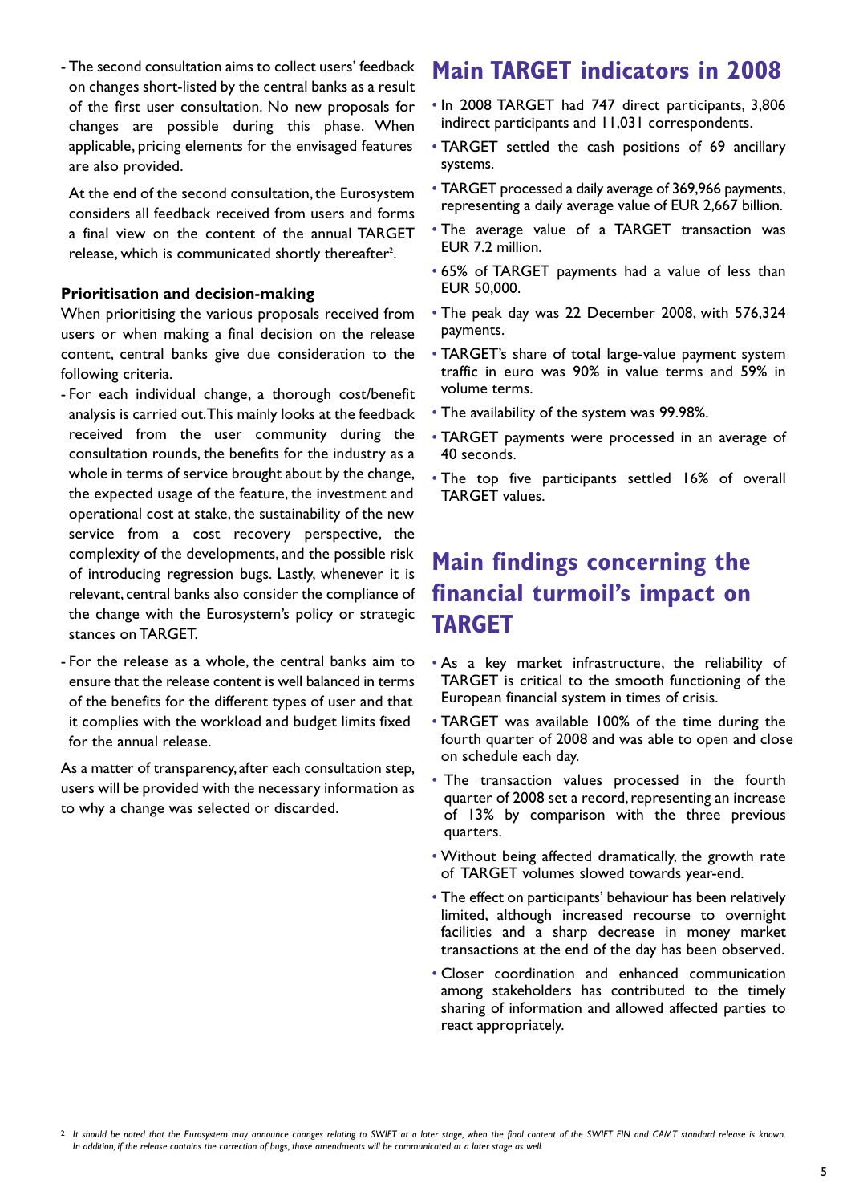- The second consultation aims to collect users' feedback on changes short-listed by the central banks as a result of the first user consultation. No new proposals for changes are possible during this phase. When applicable, pricing elements for the envisaged features are also provided.

  At the end of the second consultation, the Eurosystem considers all feedback received from users and forms a final view on the content of the annual TARGET release, which is communicated shortly thereafter[2].

**Prioritisation and decision-making**

When prioritising the various proposals received from users or when making a final decision on the release content, central banks give due consideration to the following criteria.

- For each individual change, a thorough cost/benefit analysis is carried out. This mainly looks at the feedback received from the user community during the consultation rounds, the benefits for the industry as a whole in terms of service brought about by the change, the expected usage of the feature, the investment and operational cost at stake, the sustainability of the new service from a cost recovery perspective, the complexity of the developments, and the possible risk of introducing regression bugs. Lastly, whenever it is relevant, central banks also consider the compliance of the change with the Eurosystem's policy or strategic stances on TARGET.
- For the release as a whole, the central banks aim to ensure that the release content is well balanced in terms of the benefits for the different types of user and that it complies with the workload and budget limits fixed for the annual release.

As a matter of transparency, after each consultation step, users will be provided with the necessary information as to why a change was selected or discarded.

## Main TARGET indicators in 2008

- In 2008 TARGET had 747 direct participants, 3,806 indirect participants and 11,031 correspondents.
- TARGET settled the cash positions of 69 ancillary systems.
- TARGET processed a daily average of 369,966 payments, representing a daily average value of EUR 2,667 billion.
- The average value of a TARGET transaction was EUR 7.2 million.
- 65% of TARGET payments had a value of less than EUR 50,000.
- The peak day was 22 December 2008, with 576,324 payments.
- TARGET's share of total large-value payment system traffic in euro was 90% in value terms and 59% in volume terms.
- The availability of the system was 99.98%.
- TARGET payments were processed in an average of 40 seconds.
- The top five participants settled 16% of overall TARGET values.

## Main findings concerning the financial turmoil's impact on TARGET

- As a key market infrastructure, the reliability of TARGET is critical to the smooth functioning of the European financial system in times of crisis.
- TARGET was available 100% of the time during the fourth quarter of 2008 and was able to open and close on schedule each day.
- The transaction values processed in the fourth quarter of 2008 set a record, representing an increase of 13% by comparison with the three previous quarters.
- Without being affected dramatically, the growth rate of TARGET volumes slowed towards year-end.
- The effect on participants' behaviour has been relatively limited, although increased recourse to overnight facilities and a sharp decrease in money market transactions at the end of the day has been observed.
- Closer coordination and enhanced communication among stakeholders has contributed to the timely sharing of information and allowed affected parties to react appropriately.

[2] *It should be noted that the Eurosystem may announce changes relating to SWIFT at a later stage, when the final content of the SWIFT FIN and CAMT standard release is known. In addition, if the release contains the correction of bugs, those amendments will be communicated at a later stage as well.*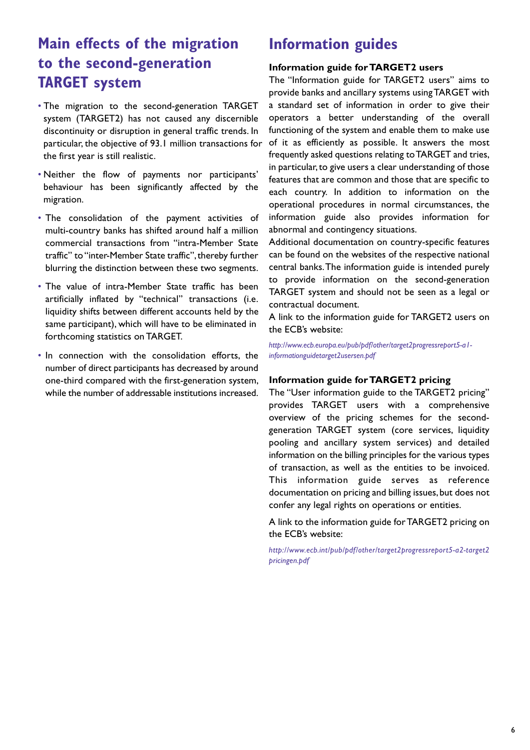## Main effects of the migration to the second-generation TARGET system

- The migration to the second-generation TARGET system (TARGET2) has not caused any discernible discontinuity or disruption in general traffic trends. In particular, the objective of 93.1 million transactions for the first year is still realistic.
- Neither the flow of payments nor participants' behaviour has been significantly affected by the migration.
- The consolidation of the payment activities of multi-country banks has shifted around half a million commercial transactions from "intra-Member State traffic" to "inter-Member State traffic", thereby further blurring the distinction between these two segments.
- The value of intra-Member State traffic has been artificially inflated by "technical" transactions (i.e. liquidity shifts between different accounts held by the same participant), which will have to be eliminated in forthcoming statistics on TARGET.
- In connection with the consolidation efforts, the number of direct participants has decreased by around one-third compared with the first-generation system, while the number of addressable institutions increased.

## Information guides

### Information guide for TARGET2 users

The "Information guide for TARGET2 users" aims to provide banks and ancillary systems using TARGET with a standard set of information in order to give their operators a better understanding of the overall functioning of the system and enable them to make use of it as efficiently as possible. It answers the most frequently asked questions relating to TARGET and tries, in particular, to give users a clear understanding of those features that are common and those that are specific to each country. In addition to information on the operational procedures in normal circumstances, the information guide also provides information for abnormal and contingency situations.

Additional documentation on country-specific features can be found on the websites of the respective national central banks. The information guide is intended purely to provide information on the second-generation TARGET system and should not be seen as a legal or contractual document.

A link to the information guide for TARGET2 users on the ECB's website:

*http://www.ecb.europa.eu/pub/pdf/other/target2progressreport5-a1-informationguidetarget2usersen.pdf*

### Information guide for TARGET2 pricing

The "User information guide to the TARGET2 pricing" provides TARGET users with a comprehensive overview of the pricing schemes for the second-generation TARGET system (core services, liquidity pooling and ancillary system services) and detailed information on the billing principles for the various types of transaction, as well as the entities to be invoiced. This information guide serves as reference documentation on pricing and billing issues, but does not confer any legal rights on operations or entities.

A link to the information guide for TARGET2 pricing on the ECB's website:

*http://www.ecb.int/pub/pdf/other/target2progressreport5-a2-target2pricingen.pdf*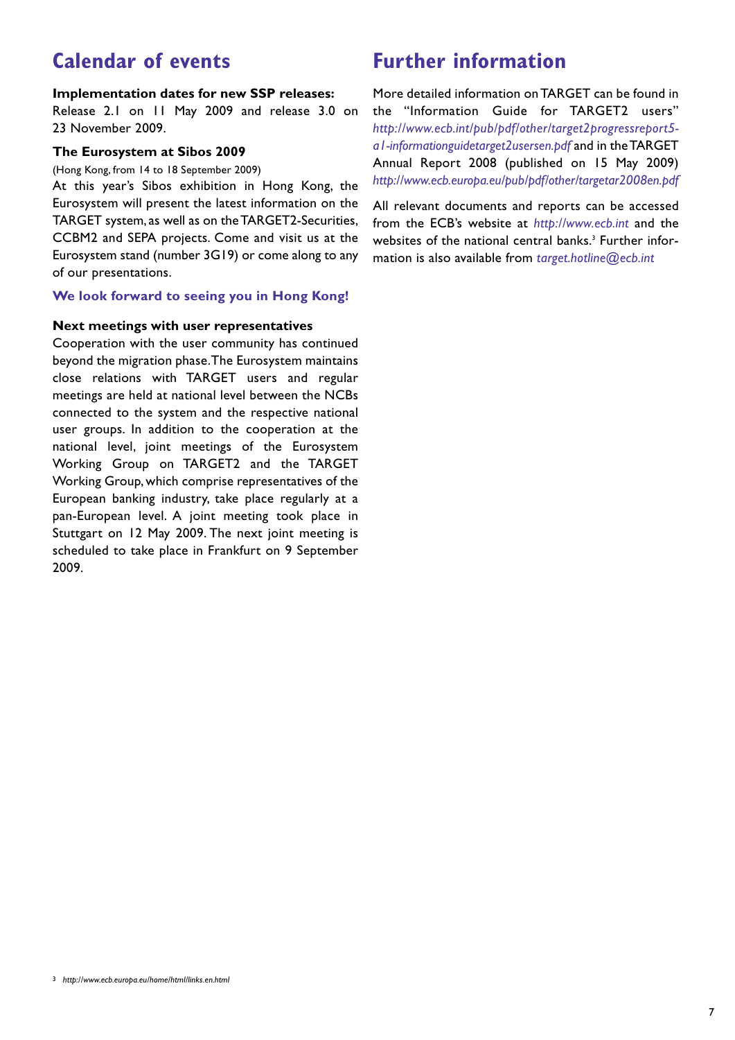## Calendar of events

**Implementation dates for new SSP releases:**
Release 2.1 on 11 May 2009 and release 3.0 on 23 November 2009.

**The Eurosystem at Sibos 2009**
(Hong Kong, from 14 to 18 September 2009)
At this year's Sibos exhibition in Hong Kong, the Eurosystem will present the latest information on the TARGET system, as well as on the TARGET2-Securities, CCBM2 and SEPA projects. Come and visit us at the Eurosystem stand (number 3G19) or come along to any of our presentations.

**We look forward to seeing you in Hong Kong!**

**Next meetings with user representatives**
Cooperation with the user community has continued beyond the migration phase. The Eurosystem maintains close relations with TARGET users and regular meetings are held at national level between the NCBs connected to the system and the respective national user groups. In addition to the cooperation at the national level, joint meetings of the Eurosystem Working Group on TARGET2 and the TARGET Working Group, which comprise representatives of the European banking industry, take place regularly at a pan-European level. A joint meeting took place in Stuttgart on 12 May 2009. The next joint meeting is scheduled to take place in Frankfurt on 9 September 2009.

## Further information

More detailed information on TARGET can be found in the "Information Guide for TARGET2 users" *http://www.ecb.int/pub/pdf/other/target2progressreport5-a1-informationguidetarget2usersen.pdf* and in the TARGET Annual Report 2008 (published on 15 May 2009) *http://www.ecb.europa.eu/pub/pdf/other/targetar2008en.pdf*

All relevant documents and reports can be accessed from the ECB's website at *http://www.ecb.int* and the websites of the national central banks.[3] Further information is also available from *target.hotline@ecb.int*

[3] *http://www.ecb.europa.eu/home/html/links.en.html*